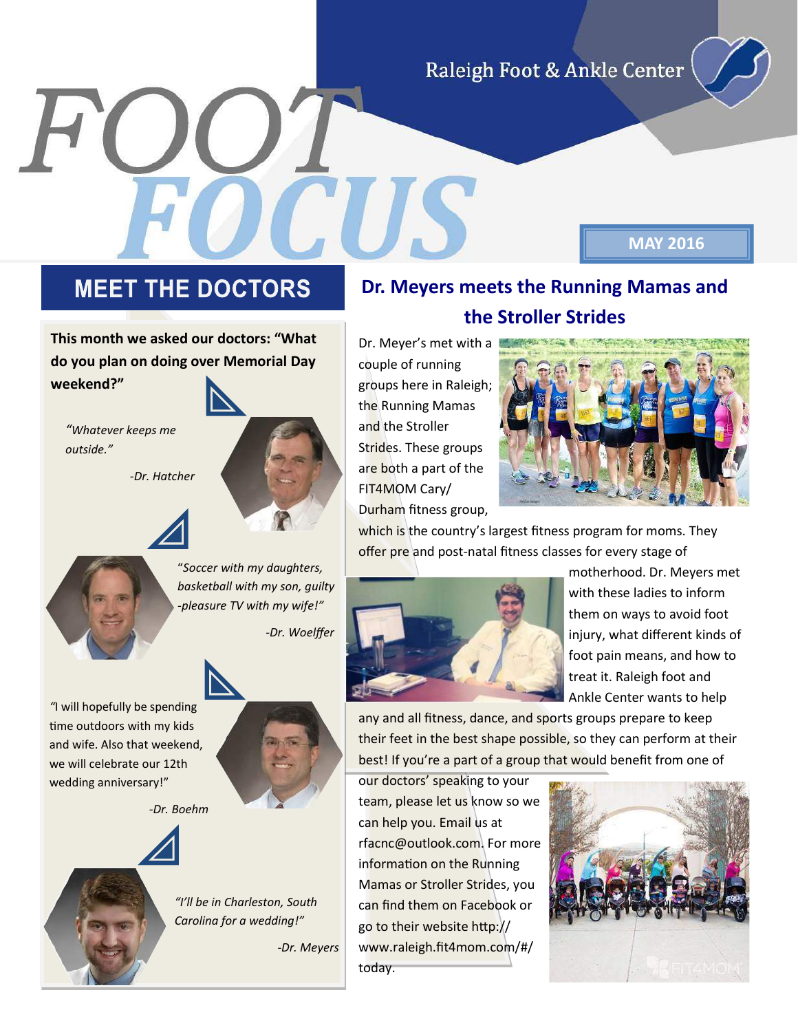Raleigh Foot & Ankle Center

# FOOT FOCUS

**MAY 2016**

## MEET THE DOCTORS

**This month we asked our doctors: "What do you plan on doing over Memorial Day weekend?"**

*"Whatever keeps me outside."*

*-Dr. Hatcher*

*"Soccer with my daughters, basketball with my son, guilty-pleasure TV with my wife!"*

*-Dr. Woelffer*

"I will hopefully be spending time outdoors with my kids and wife. Also that weekend, we will celebrate our 12th wedding anniversary!"

*-Dr. Boehm*

*"I'll be in Charleston, South Carolina for a wedding!"*

*-Dr. Meyers*

## Dr. Meyers meets the Running Mamas and the Stroller Strides

Dr. Meyer's met with a couple of running groups here in Raleigh; the Running Mamas and the Stroller Strides. These groups are both a part of the FIT4MOM Cary/Durham fitness group, which is the country's largest fitness program for moms. They offer pre and post-natal fitness classes for every stage of motherhood. Dr. Meyers met with these ladies to inform them on ways to avoid foot injury, what different kinds of foot pain means, and how to treat it. Raleigh foot and Ankle Center wants to help any and all fitness, dance, and sports groups prepare to keep their feet in the best shape possible, so they can perform at their best! If you're a part of a group that would benefit from one of our doctors' speaking to your team, please let us know so we can help you. Email us at rfacnc@outlook.com. For more information on the Running Mamas or Stroller Strides, you can find them on Facebook or go to their website http://www.raleigh.fit4mom.com/#/ today.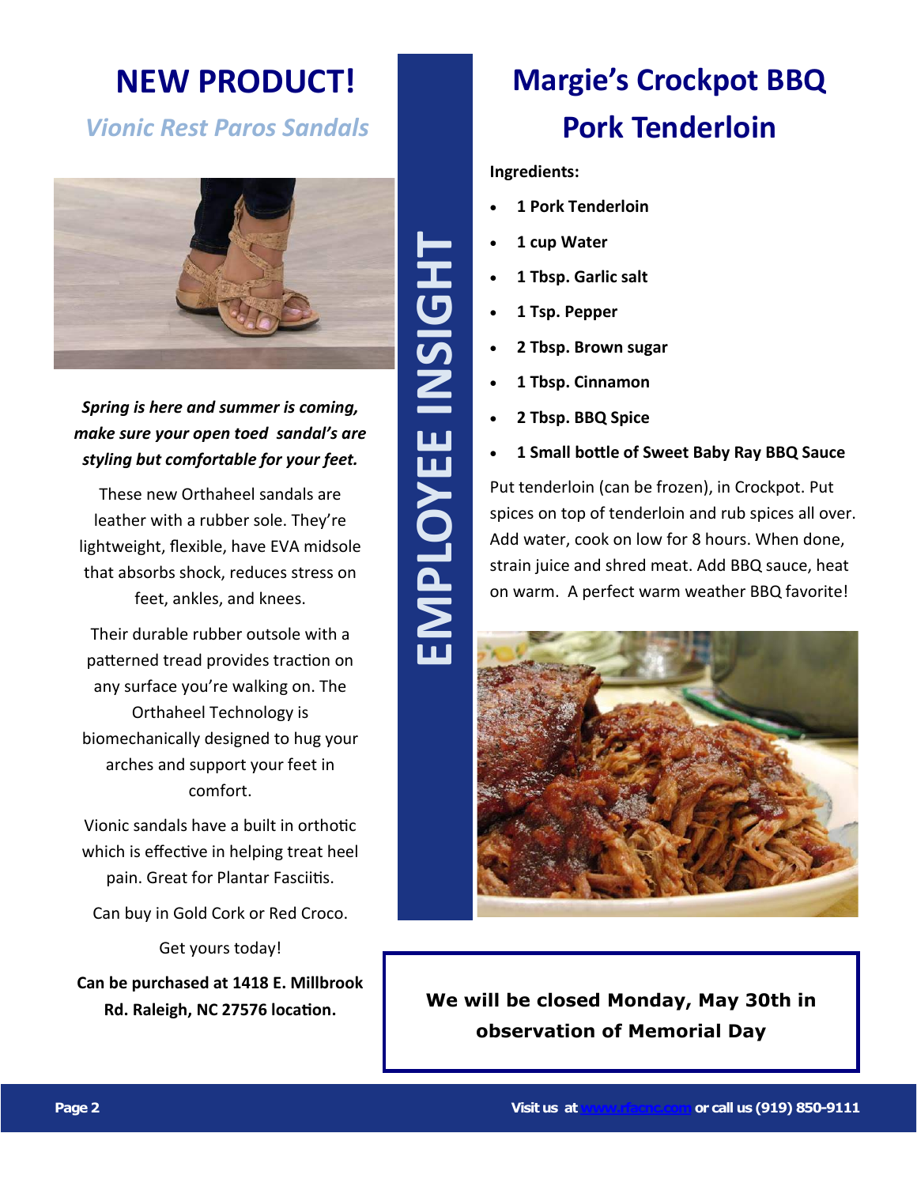# NEW PRODUCT!

## *Vionic Rest Paros Sandals*

***Spring is here and summer is coming, make sure your open toed sandal's are styling but comfortable for your feet.***

These new Orthaheel sandals are leather with a rubber sole. They're lightweight, flexible, have EVA midsole that absorbs shock, reduces stress on feet, ankles, and knees.

Their durable rubber outsole with a patterned tread provides traction on any surface you're walking on. The Orthaheel Technology is biomechanically designed to hug your arches and support your feet in comfort.

Vionic sandals have a built in orthotic which is effective in helping treat heel pain. Great for Plantar Fasciitis.

Can buy in Gold Cork or Red Croco.

Get yours today!

**Can be purchased at 1418 E. Millbrook Rd. Raleigh, NC 27576 location.**

# EMPLOYEE INSIGHT

## Margie's Crockpot BBQ Pork Tenderloin

**Ingredients:**

- **1 Pork Tenderloin**
- **1 cup Water**
- **1 Tbsp. Garlic salt**
- **1 Tsp. Pepper**
- **2 Tbsp. Brown sugar**
- **1 Tbsp. Cinnamon**
- **2 Tbsp. BBQ Spice**
- **1 Small bottle of Sweet Baby Ray BBQ Sauce**

Put tenderloin (can be frozen), in Crockpot. Put spices on top of tenderloin and rub spices all over. Add water, cook on low for 8 hours. When done, strain juice and shred meat. Add BBQ sauce, heat on warm. A perfect warm weather BBQ favorite!

**We will be closed Monday, May 30th in observation of Memorial Day**

**Visit us at www.rfacnc.com or call us (919) 850-9111**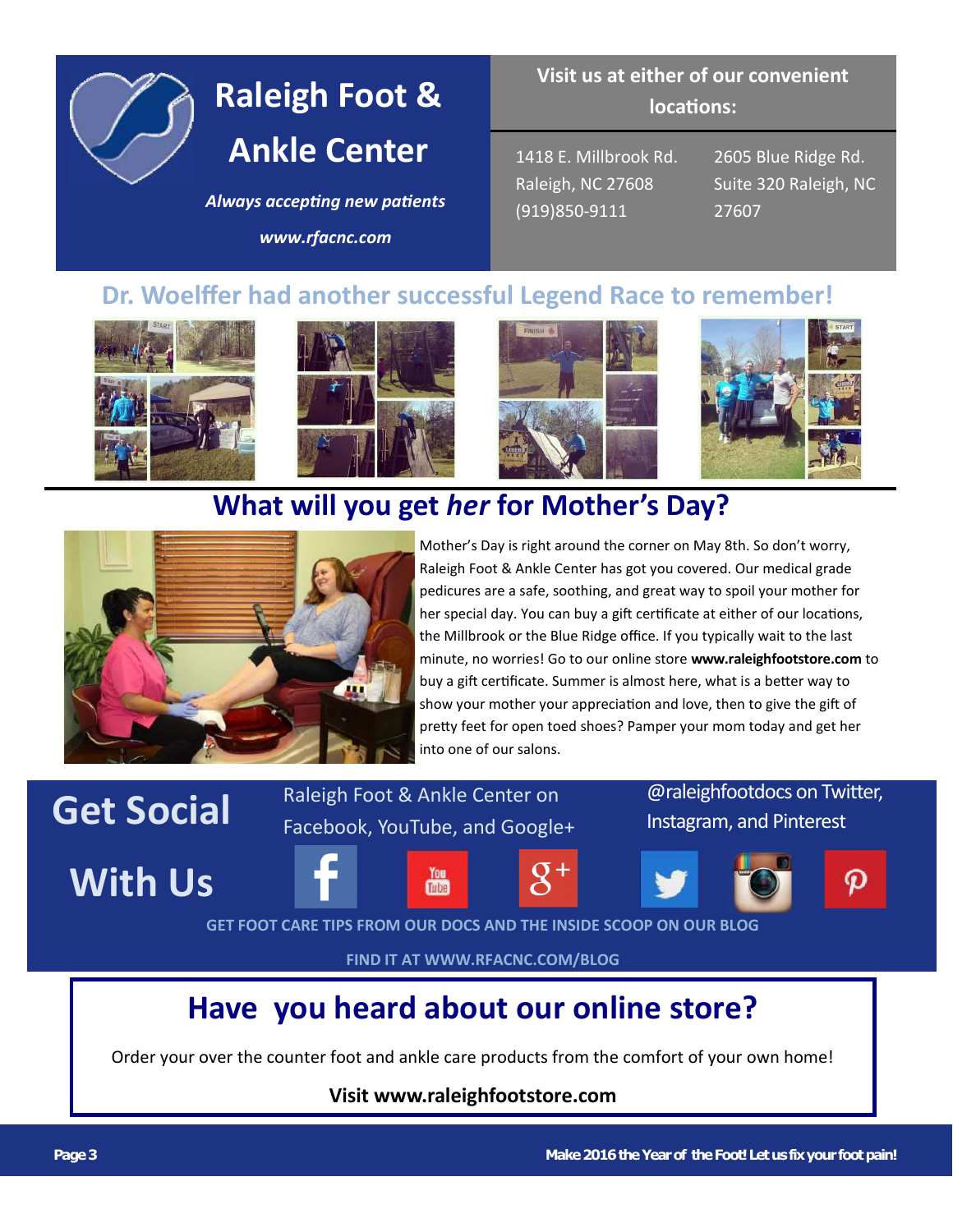# Raleigh Foot & Ankle Center

*Always accepting new patients*

*www.rfacnc.com*

**Visit us at either of our convenient locations:**

1418 E. Millbrook Rd.
Raleigh, NC 27608
(919)850-9111

2605 Blue Ridge Rd.
Suite 320 Raleigh, NC
27607

## Dr. Woelffer had another successful Legend Race to remember!

## What will you get *her* for Mother's Day?

Mother's Day is right around the corner on May 8th. So don't worry, Raleigh Foot & Ankle Center has got you covered. Our medical grade pedicures are a safe, soothing, and great way to spoil your mother for her special day. You can buy a gift certificate at either of our locations, the Millbrook or the Blue Ridge office. If you typically wait to the last minute, no worries! Go to our online store **www.raleighfootstore.com** to buy a gift certificate. Summer is almost here, what is a better way to show your mother your appreciation and love, then to give the gift of pretty feet for open toed shoes? Pamper your mom today and get her into one of our salons.

## Get Social With Us

Raleigh Foot & Ankle Center on Facebook, YouTube, and Google+

@raleighfootdocs on Twitter, Instagram, and Pinterest

**GET FOOT CARE TIPS FROM OUR DOCS AND THE INSIDE SCOOP ON OUR BLOG**

**FIND IT AT WWW.RFACNC.COM/BLOG**

## Have you heard about our online store?

Order your over the counter foot and ankle care products from the comfort of your own home!

**Visit www.raleighfootstore.com**

**Make 2016 the Year of the Foot! Let us fix your foot pain!**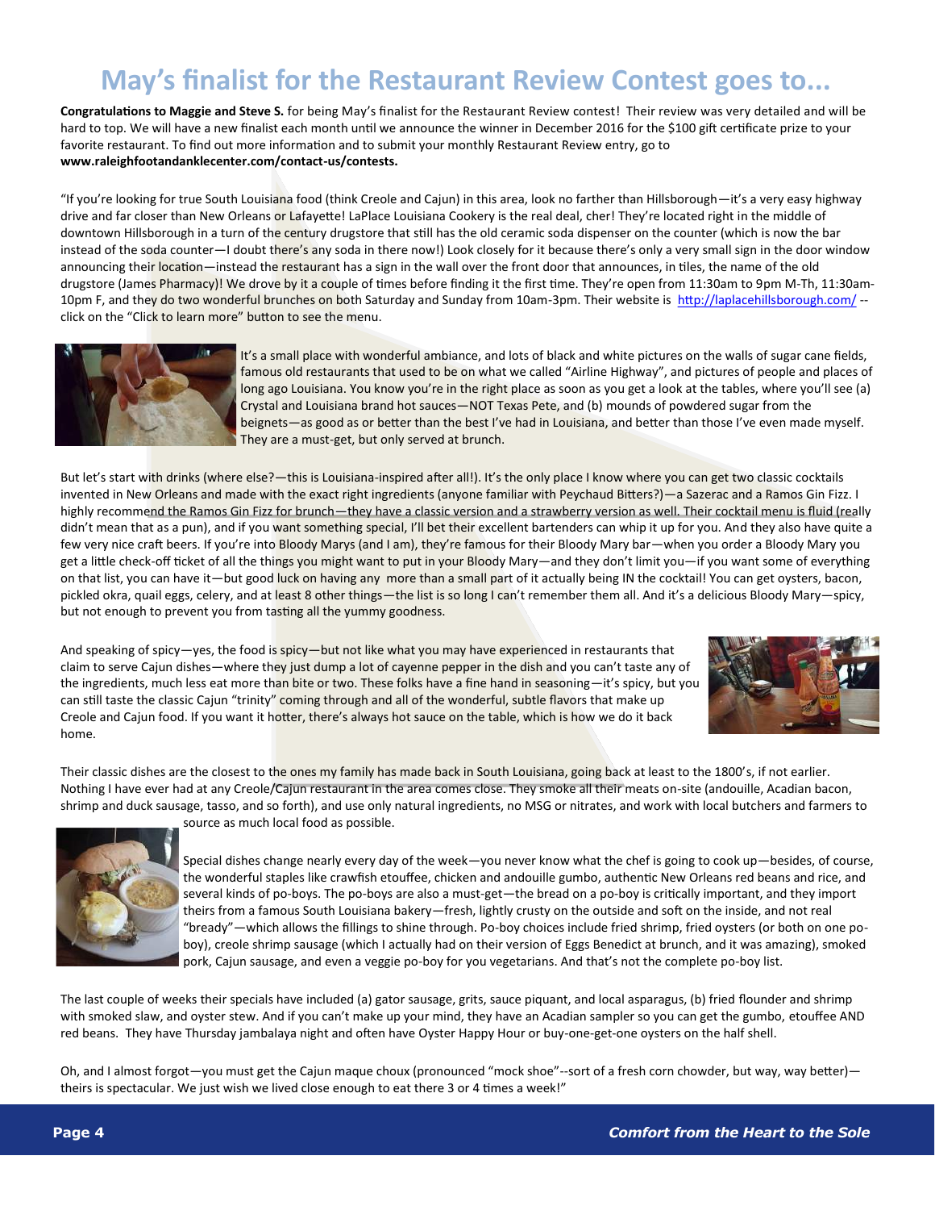# May's finalist for the Restaurant Review Contest goes to...

**Congratulations to Maggie and Steve S.** for being May's finalist for the Restaurant Review contest! Their review was very detailed and will be hard to top. We will have a new finalist each month until we announce the winner in December 2016 for the $100 gift certificate prize to your favorite restaurant. To find out more information and to submit your monthly Restaurant Review entry, go to **www.raleighfootandanklecenter.com/contact-us/contests.**

"If you're looking for true South Louisiana food (think Creole and Cajun) in this area, look no farther than Hillsborough—it's a very easy highway drive and far closer than New Orleans or Lafayette! LaPlace Louisiana Cookery is the real deal, cher! They're located right in the middle of downtown Hillsborough in a turn of the century drugstore that still has the old ceramic soda dispenser on the counter (which is now the bar instead of the soda counter—I doubt there's any soda in there now!) Look closely for it because there's only a very small sign in the door window announcing their location—instead the restaurant has a sign in the wall over the front door that announces, in tiles, the name of the old drugstore (James Pharmacy)! We drove by it a couple of times before finding it the first time. They're open from 11:30am to 9pm M-Th, 11:30am-10pm F, and they do two wonderful brunches on both Saturday and Sunday from 10am-3pm. Their website is http://laplacehillsborough.com/ -- click on the "Click to learn more" button to see the menu.

It's a small place with wonderful ambiance, and lots of black and white pictures on the walls of sugar cane fields, famous old restaurants that used to be on what we called "Airline Highway", and pictures of people and places of long ago Louisiana. You know you're in the right place as soon as you get a look at the tables, where you'll see (a) Crystal and Louisiana brand hot sauces—NOT Texas Pete, and (b) mounds of powdered sugar from the beignets—as good as or better than the best I've had in Louisiana, and better than those I've even made myself. They are a must-get, but only served at brunch.

But let's start with drinks (where else?—this is Louisiana-inspired after all!). It's the only place I know where you can get two classic cocktails invented in New Orleans and made with the exact right ingredients (anyone familiar with Peychaud Bitters?)—a Sazerac and a Ramos Gin Fizz. I highly recommend the Ramos Gin Fizz for brunch—they have a classic version and a strawberry version as well. Their cocktail menu is fluid (really didn't mean that as a pun), and if you want something special, I'll bet their excellent bartenders can whip it up for you. And they also have quite a few very nice craft beers. If you're into Bloody Marys (and I am), they're famous for their Bloody Mary bar—when you order a Bloody Mary you get a little check-off ticket of all the things you might want to put in your Bloody Mary—and they don't limit you—if you want some of everything on that list, you can have it—but good luck on having any more than a small part of it actually being IN the cocktail! You can get oysters, bacon, pickled okra, quail eggs, celery, and at least 8 other things—the list is so long I can't remember them all. And it's a delicious Bloody Mary—spicy, but not enough to prevent you from tasting all the yummy goodness.

And speaking of spicy—yes, the food is spicy—but not like what you may have experienced in restaurants that claim to serve Cajun dishes—where they just dump a lot of cayenne pepper in the dish and you can't taste any of the ingredients, much less eat more than bite or two. These folks have a fine hand in seasoning—it's spicy, but you can still taste the classic Cajun "trinity" coming through and all of the wonderful, subtle flavors that make up Creole and Cajun food. If you want it hotter, there's always hot sauce on the table, which is how we do it back home.

Their classic dishes are the closest to the ones my family has made back in South Louisiana, going back at least to the 1800's, if not earlier. Nothing I have ever had at any Creole/Cajun restaurant in the area comes close. They smoke all their meats on-site (andouille, Acadian bacon, shrimp and duck sausage, tasso, and so forth), and use only natural ingredients, no MSG or nitrates, and work with local butchers and farmers to source as much local food as possible.

Special dishes change nearly every day of the week—you never know what the chef is going to cook up—besides, of course, the wonderful staples like crawfish etouffee, chicken and andouille gumbo, authentic New Orleans red beans and rice, and several kinds of po-boys. The po-boys are also a must-get—the bread on a po-boy is critically important, and they import theirs from a famous South Louisiana bakery—fresh, lightly crusty on the outside and soft on the inside, and not real "bready"—which allows the fillings to shine through. Po-boy choices include fried shrimp, fried oysters (or both on one po-boy), creole shrimp sausage (which I actually had on their version of Eggs Benedict at brunch, and it was amazing), smoked pork, Cajun sausage, and even a veggie po-boy for you vegetarians. And that's not the complete po-boy list.

The last couple of weeks their specials have included (a) gator sausage, grits, sauce piquant, and local asparagus, (b) fried flounder and shrimp with smoked slaw, and oyster stew. And if you can't make up your mind, they have an Acadian sampler so you can get the gumbo, etouffee AND red beans. They have Thursday jambalaya night and often have Oyster Happy Hour or buy-one-get-one oysters on the half shell.

Oh, and I almost forgot—you must get the Cajun maque choux (pronounced "mock shoe"--sort of a fresh corn chowder, but way, way better)—theirs is spectacular. We just wish we lived close enough to eat there 3 or 4 times a week!"